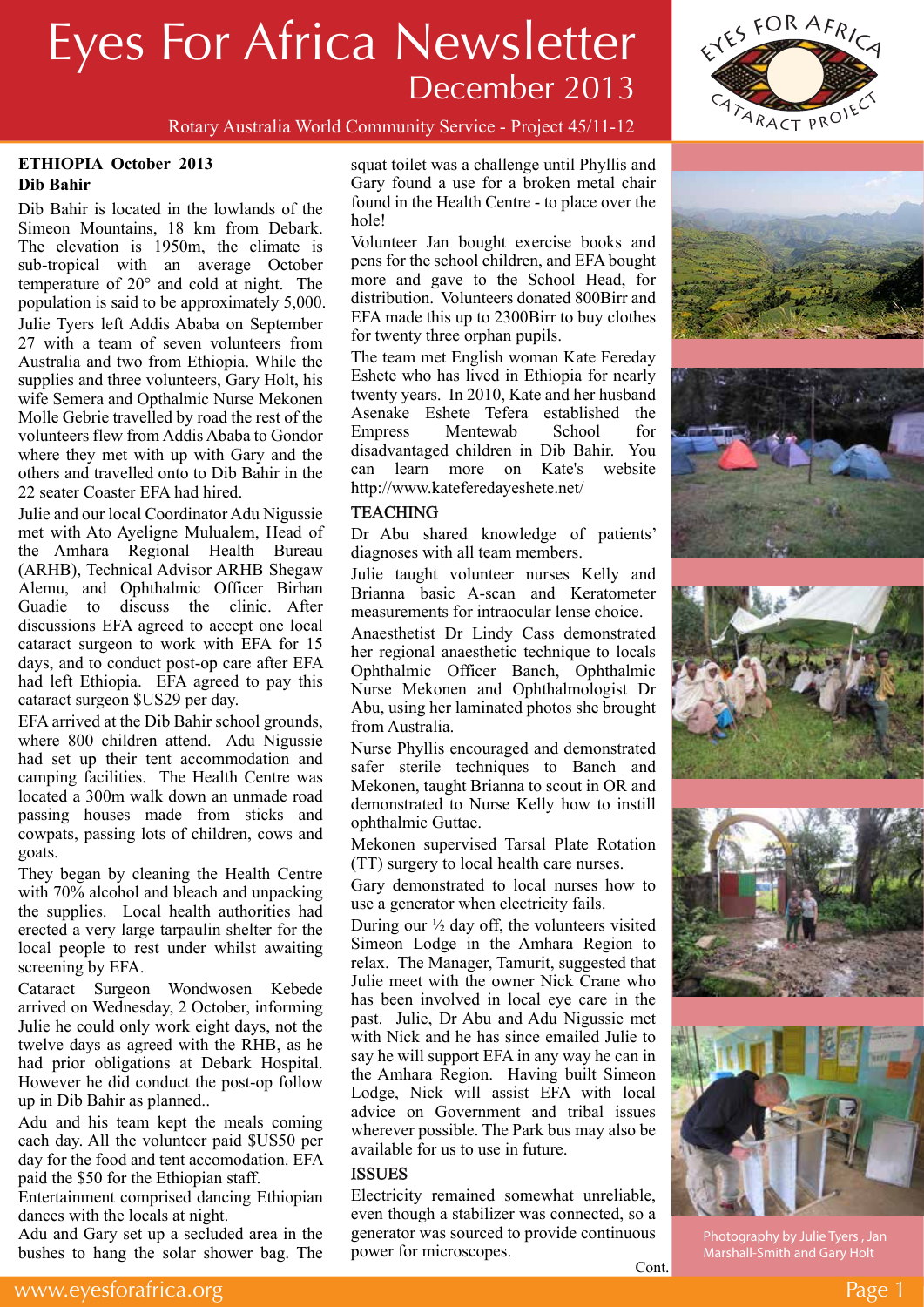# Eyes For Africa Newsletter

## December 2013

Rotary Australia World Community Service - Project 45/11-12

### ETHIOPIA October 2013
### Dib Bahir

Dib Bahir is located in the lowlands of the Simeon Mountains, 18 km from Debark. The elevation is 1950m, the climate is sub-tropical with an average October temperature of 20° and cold at night. The population is said to be approximately 5,000.

Julie Tyers left Addis Ababa on September 27 with a team of seven volunteers from Australia and two from Ethiopia. While the supplies and three volunteers, Gary Holt, his wife Semera and Opthalmic Nurse Mekonen Molle Gebrie travelled by road the rest of the volunteers flew from Addis Ababa to Gondor where they met with up with Gary and the others and travelled onto to Dib Bahir in the 22 seater Coaster EFA had hired.

Julie and our local Coordinator Adu Nigussie met with Ato Ayeligne Mulualem, Head of the Amhara Regional Health Bureau (ARHB), Technical Advisor ARHB Shegaw Alemu, and Ophthalmic Officer Birhan Guadie to discuss the clinic. After discussions EFA agreed to accept one local cataract surgeon to work with EFA for 15 days, and to conduct post-op care after EFA had left Ethiopia. EFA agreed to pay this cataract surgeon $US29 per day.

EFA arrived at the Dib Bahir school grounds, where 800 children attend. Adu Nigussie had set up their tent accommodation and camping facilities. The Health Centre was located a 300m walk down an unmade road passing houses made from sticks and cowpats, passing lots of children, cows and goats.

They began by cleaning the Health Centre with 70% alcohol and bleach and unpacking the supplies. Local health authorities had erected a very large tarpaulin shelter for the local people to rest under whilst awaiting screening by EFA.

Cataract Surgeon Wondwosen Kebede arrived on Wednesday, 2 October, informing Julie he could only work eight days, not the twelve days as agreed with the RHB, as he had prior obligations at Debark Hospital. However he did conduct the post-op follow up in Dib Bahir as planned..

Adu and his team kept the meals coming each day. All the volunteer paid $US50 per day for the food and tent accomodation. EFA paid the $50 for the Ethiopian staff.

Entertainment comprised dancing Ethiopian dances with the locals at night.

Adu and Gary set up a secluded area in the bushes to hang the solar shower bag. The squat toilet was a challenge until Phyllis and Gary found a use for a broken metal chair found in the Health Centre - to place over the hole!

Volunteer Jan bought exercise books and pens for the school children, and EFA bought more and gave to the School Head, for distribution. Volunteers donated 800Birr and EFA made this up to 2300Birr to buy clothes for twenty three orphan pupils.

The team met English woman Kate Fereday Eshete who has lived in Ethiopia for nearly twenty years. In 2010, Kate and her husband Asenake Eshete Tefera established the Empress Mentewab School for disadvantaged children in Dib Bahir. You can learn more on Kate's website http://www.kateferedayeshete.net/

### TEACHING

Dr Abu shared knowledge of patients' diagnoses with all team members.

Julie taught volunteer nurses Kelly and Brianna basic A-scan and Keratometer measurements for intraocular lense choice.

Anaesthetist Dr Lindy Cass demonstrated her regional anaesthetic technique to locals Ophthalmic Officer Banch, Ophthalmic Nurse Mekonen and Ophthalmologist Dr Abu, using her laminated photos she brought from Australia.

Nurse Phyllis encouraged and demonstrated safer sterile techniques to Banch and Mekonen, taught Brianna to scout in OR and demonstrated to Nurse Kelly how to instill ophthalmic Guttae.

Mekonen supervised Tarsal Plate Rotation (TT) surgery to local health care nurses.

Gary demonstrated to local nurses how to use a generator when electricity fails.

During our ½ day off, the volunteers visited Simeon Lodge in the Amhara Region to relax. The Manager, Tamurit, suggested that Julie meet with the owner Nick Crane who has been involved in local eye care in the past. Julie, Dr Abu and Adu Nigussie met with Nick and he has since emailed Julie to say he will support EFA in any way he can in the Amhara Region. Having built Simeon Lodge, Nick will assist EFA with local advice on Government and tribal issues wherever possible. The Park bus may also be available for us to use in future.

### ISSUES

Electricity remained somewhat unreliable, even though a stabilizer was connected, so a generator was sourced to provide continuous power for microscopes.

Cont.

Photography by Julie Tyers , Jan Marshall-Smith and Gary Holt

www.eyesforafrica.org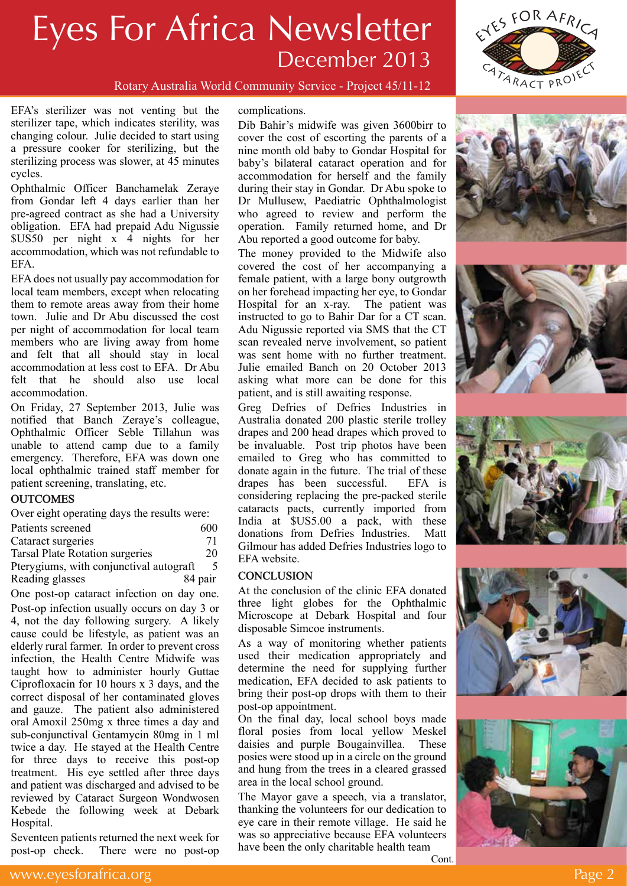EFA's sterilizer was not venting but the sterilizer tape, which indicates sterility, was changing colour. Julie decided to start using a pressure cooker for sterilizing, but the sterilizing process was slower, at 45 minutes cycles.

Ophthalmic Officer Banchamelak Zeraye from Gondar left 4 days earlier than her pre-agreed contract as she had a University obligation. EFA had prepaid Adu Nigussie $US50 per night x 4 nights for her accommodation, which was not refundable to EFA.

EFA does not usually pay accommodation for local team members, except when relocating them to remote areas away from their home town. Julie and Dr Abu discussed the cost per night of accommodation for local team members who are living away from home and felt that all should stay in local accommodation at less cost to EFA. Dr Abu felt that he should also use local accommodation.

On Friday, 27 September 2013, Julie was notified that Banch Zeraye's colleague, Ophthalmic Officer Seble Tillahun was unable to attend camp due to a family emergency. Therefore, EFA was down one local ophthalmic trained staff member for patient screening, translating, etc.

## OUTCOMES

Over eight operating days the results were:

| | |
|---|---|
| Patients screened | 600 |
| Cataract surgeries | 71 |
| Tarsal Plate Rotation surgeries | 20 |
| Pterygiums, with conjunctival autograft | 5 |
| Reading glasses | 84 pair |

One post-op cataract infection on day one. Post-op infection usually occurs on day 3 or 4, not the day following surgery. A likely cause could be lifestyle, as patient was an elderly rural farmer. In order to prevent cross infection, the Health Centre Midwife was taught how to administer hourly Guttae Ciprofloxacin for 10 hours x 3 days, and the correct disposal of her contaminated gloves and gauze. The patient also administered oral Amoxil 250mg x three times a day and sub-conjunctival Gentamycin 80mg in 1 ml twice a day. He stayed at the Health Centre for three days to receive this post-op treatment. His eye settled after three days and patient was discharged and advised to be reviewed by Cataract Surgeon Wondwosen Kebede the following week at Debark Hospital.

Seventeen patients returned the next week for post-op check. There were no post-op complications.

Dib Bahir's midwife was given 3600birr to cover the cost of escorting the parents of a nine month old baby to Gondar Hospital for baby's bilateral cataract operation and for accommodation for herself and the family during their stay in Gondar. Dr Abu spoke to Dr Mullusew, Paediatric Ophthalmologist who agreed to review and perform the operation. Family returned home, and Dr Abu reported a good outcome for baby.

The money provided to the Midwife also covered the cost of her accompanying a female patient, with a large bony outgrowth on her forehead impacting her eye, to Gondar Hospital for an x-ray. The patient was instructed to go to Bahir Dar for a CT scan. Adu Nigussie reported via SMS that the CT scan revealed nerve involvement, so patient was sent home with no further treatment. Julie emailed Banch on 20 October 2013 asking what more can be done for this patient, and is still awaiting response.

Greg Defries of Defries Industries in Australia donated 200 plastic sterile trolley drapes and 200 head drapes which proved to be invaluable. Post trip photos have been emailed to Greg who has committed to donate again in the future. The trial of these drapes has been successful. EFA is considering replacing the pre-packed sterile cataracts pacts, currently imported from India at $US5.00 a pack, with these donations from Defries Industries. Matt Gilmour has added Defries Industries logo to EFA website.

## CONCLUSION

At the conclusion of the clinic EFA donated three light globes for the Ophthalmic Microscope at Debark Hospital and four disposable Simcoe instruments.

As a way of monitoring whether patients used their medication appropriately and determine the need for supplying further medication, EFA decided to ask patients to bring their post-op drops with them to their post-op appointment.

On the final day, local school boys made floral posies from local yellow Meskel daisies and purple Bougainvillea. These posies were stood up in a circle on the ground and hung from the trees in a cleared grassed area in the local school ground.

The Mayor gave a speech, via a translator, thanking the volunteers for our dedication to eye care in their remote village. He said he was so appreciative because EFA volunteers have been the only charitable health team

Cont.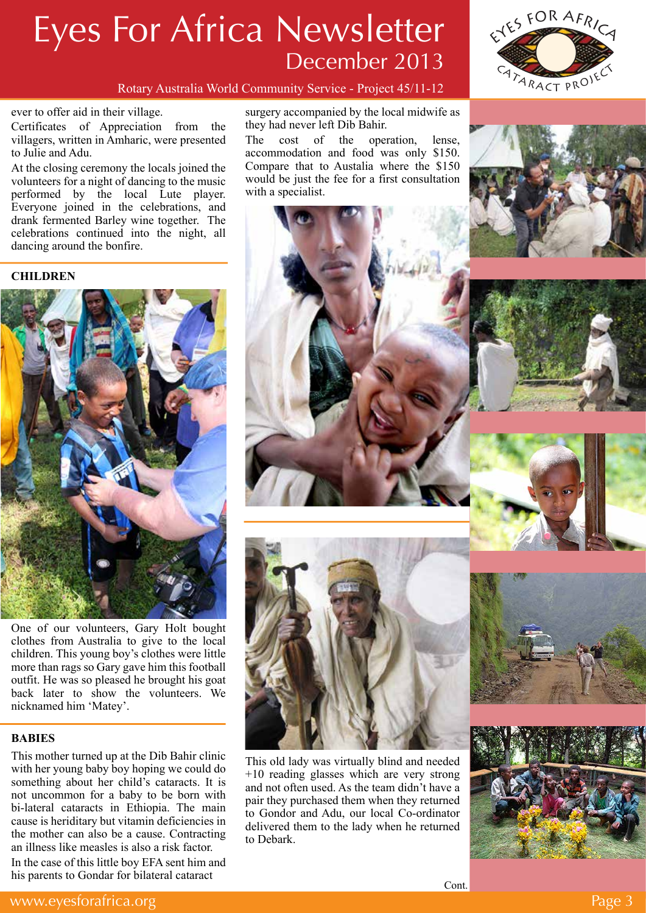ever to offer aid in their village.

Certificates of Appreciation from the villagers, written in Amharic, were presented to Julie and Adu.

At the closing ceremony the locals joined the volunteers for a night of dancing to the music performed by the local Lute player. Everyone joined in the celebrations, and drank fermented Barley wine together. The celebrations continued into the night, all dancing around the bonfire.

## CHILDREN

One of our volunteers, Gary Holt bought clothes from Australia to give to the local children. This young boy's clothes were little more than rags so Gary gave him this football outfit. He was so pleased he brought his goat back later to show the volunteers. We nicknamed him 'Matey'.

## BABIES

This mother turned up at the Dib Bahir clinic with her young baby boy hoping we could do something about her child's cataracts. It is not uncommon for a baby to be born with bi-lateral cataracts in Ethiopia. The main cause is heriditary but vitamin deficiencies in the mother can also be a cause. Contracting an illness like measles is also a risk factor.

In the case of this little boy EFA sent him and his parents to Gondar for bilateral cataract surgery accompanied by the local midwife as they had never left Dib Bahir.

The cost of the operation, lense, accommodation and food was only $150. Compare that to Austalia where the $150 would be just the fee for a first consultation with a specialist.

This old lady was virtually blind and needed +10 reading glasses which are very strong and not often used. As the team didn't have a pair they purchased them when they returned to Gondor and Adu, our local Co-ordinator delivered them to the lady when he returned to Debark.

Cont.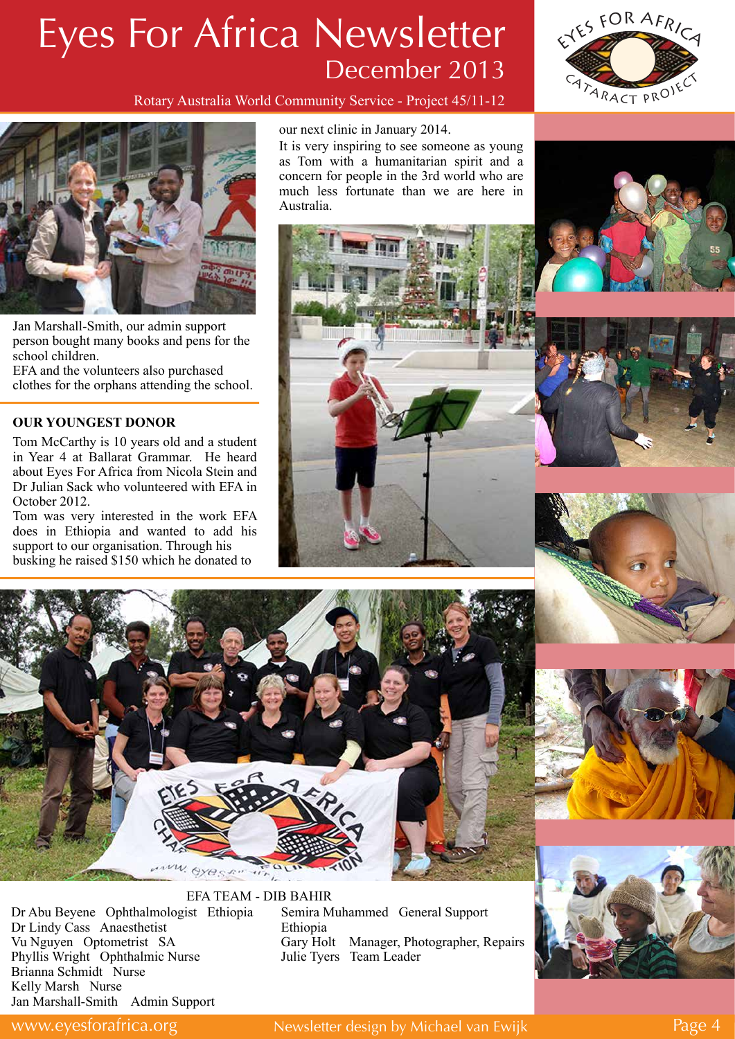# Eyes For Africa Newsletter

## December 2013

Rotary Australia World Community Service - Project 45/11-12

Jan Marshall-Smith, our admin support person bought many books and pens for the school children.
EFA and the volunteers also purchased clothes for the orphans attending the school.

### OUR YOUNGEST DONOR

Tom McCarthy is 10 years old and a student in Year 4 at Ballarat Grammar. He heard about Eyes For Africa from Nicola Stein and Dr Julian Sack who volunteered with EFA in October 2012.
Tom was very interested in the work EFA does in Ethiopia and wanted to add his support to our organisation. Through his busking he raised $150 which he donated to our next clinic in January 2014.
It is very inspiring to see someone as young as Tom with a humanitarian spirit and a concern for people in the 3rd world who are much less fortunate than we are here in Australia.

### EFA TEAM - DIB BAHIR

Dr Abu Beyene Ophthalmologist Ethiopia
Dr Lindy Cass Anaesthetist
Vu Nguyen Optometrist SA
Phyllis Wright Ophthalmic Nurse
Brianna Schmidt Nurse
Kelly Marsh Nurse
Jan Marshall-Smith Admin Support
Semira Muhammed General Support Ethiopia
Gary Holt Manager, Photographer, Repairs
Julie Tyers Team Leader

www.eyesforafrica.org

Newsletter design by Michael van Ewijk